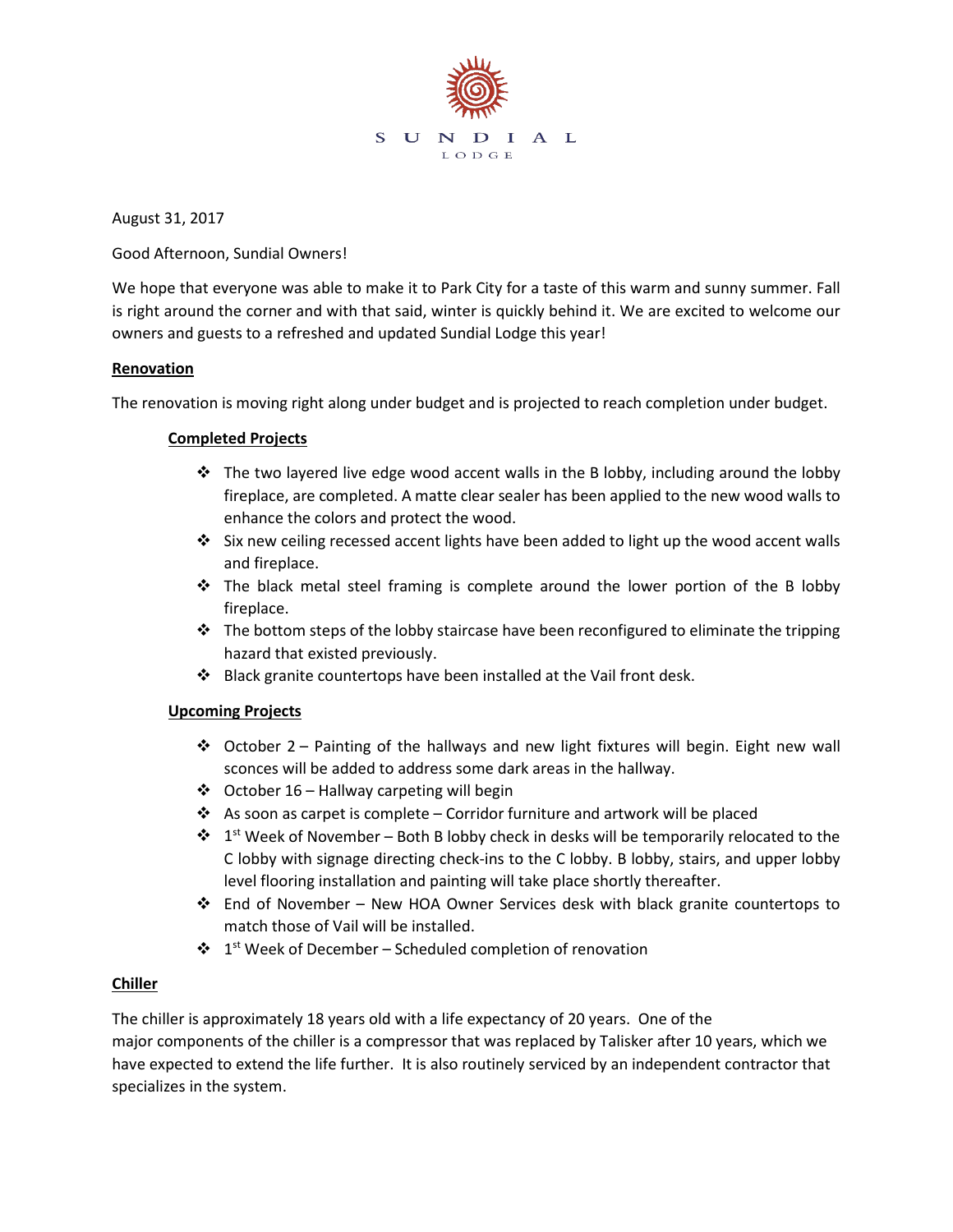SUNDIAL
LODGE

August 31, 2017

Good Afternoon, Sundial Owners!

We hope that everyone was able to make it to Park City for a taste of this warm and sunny summer. Fall is right around the corner and with that said, winter is quickly behind it. We are excited to welcome our owners and guests to a refreshed and updated Sundial Lodge this year!

## Renovation

The renovation is moving right along under budget and is projected to reach completion under budget.

### Completed Projects

- The two layered live edge wood accent walls in the B lobby, including around the lobby fireplace, are completed. A matte clear sealer has been applied to the new wood walls to enhance the colors and protect the wood.
- Six new ceiling recessed accent lights have been added to light up the wood accent walls and fireplace.
- The black metal steel framing is complete around the lower portion of the B lobby fireplace.
- The bottom steps of the lobby staircase have been reconfigured to eliminate the tripping hazard that existed previously.
- Black granite countertops have been installed at the Vail front desk.

### Upcoming Projects

- October 2 – Painting of the hallways and new light fixtures will begin. Eight new wall sconces will be added to address some dark areas in the hallway.
- October 16 – Hallway carpeting will begin
- As soon as carpet is complete – Corridor furniture and artwork will be placed
- 1st Week of November – Both B lobby check in desks will be temporarily relocated to the C lobby with signage directing check-ins to the C lobby. B lobby, stairs, and upper lobby level flooring installation and painting will take place shortly thereafter.
- End of November – New HOA Owner Services desk with black granite countertops to match those of Vail will be installed.
- 1st Week of December – Scheduled completion of renovation

## Chiller

The chiller is approximately 18 years old with a life expectancy of 20 years. One of the major components of the chiller is a compressor that was replaced by Talisker after 10 years, which we have expected to extend the life further. It is also routinely serviced by an independent contractor that specializes in the system.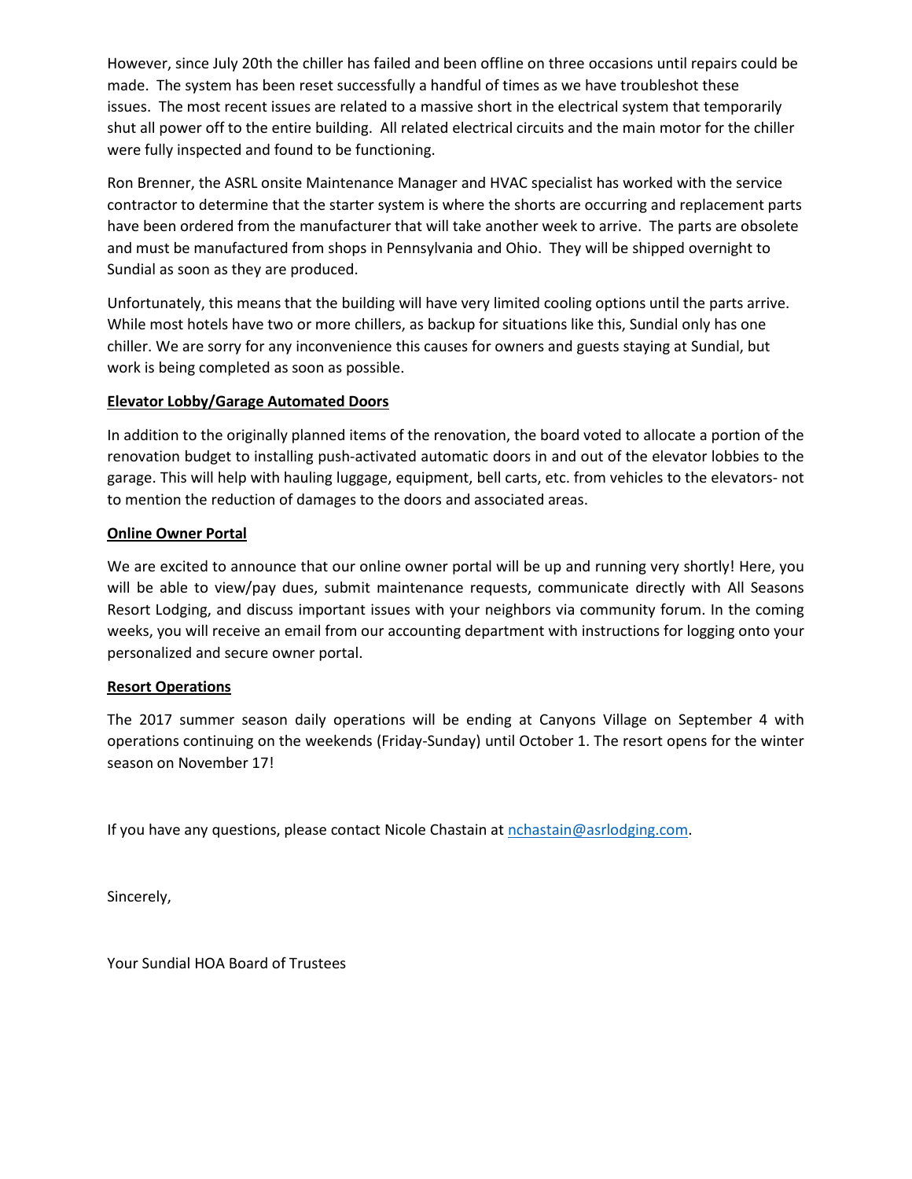However, since July 20th the chiller has failed and been offline on three occasions until repairs could be made. The system has been reset successfully a handful of times as we have troubleshot these issues. The most recent issues are related to a massive short in the electrical system that temporarily shut all power off to the entire building. All related electrical circuits and the main motor for the chiller were fully inspected and found to be functioning.

Ron Brenner, the ASRL onsite Maintenance Manager and HVAC specialist has worked with the service contractor to determine that the starter system is where the shorts are occurring and replacement parts have been ordered from the manufacturer that will take another week to arrive. The parts are obsolete and must be manufactured from shops in Pennsylvania and Ohio. They will be shipped overnight to Sundial as soon as they are produced.

Unfortunately, this means that the building will have very limited cooling options until the parts arrive. While most hotels have two or more chillers, as backup for situations like this, Sundial only has one chiller. We are sorry for any inconvenience this causes for owners and guests staying at Sundial, but work is being completed as soon as possible.

**Elevator Lobby/Garage Automated Doors**

In addition to the originally planned items of the renovation, the board voted to allocate a portion of the renovation budget to installing push-activated automatic doors in and out of the elevator lobbies to the garage. This will help with hauling luggage, equipment, bell carts, etc. from vehicles to the elevators- not to mention the reduction of damages to the doors and associated areas.

**Online Owner Portal**

We are excited to announce that our online owner portal will be up and running very shortly! Here, you will be able to view/pay dues, submit maintenance requests, communicate directly with All Seasons Resort Lodging, and discuss important issues with your neighbors via community forum. In the coming weeks, you will receive an email from our accounting department with instructions for logging onto your personalized and secure owner portal.

**Resort Operations**

The 2017 summer season daily operations will be ending at Canyons Village on September 4 with operations continuing on the weekends (Friday-Sunday) until October 1. The resort opens for the winter season on November 17!

If you have any questions, please contact Nicole Chastain at nchastain@asrlodging.com.

Sincerely,

Your Sundial HOA Board of Trustees